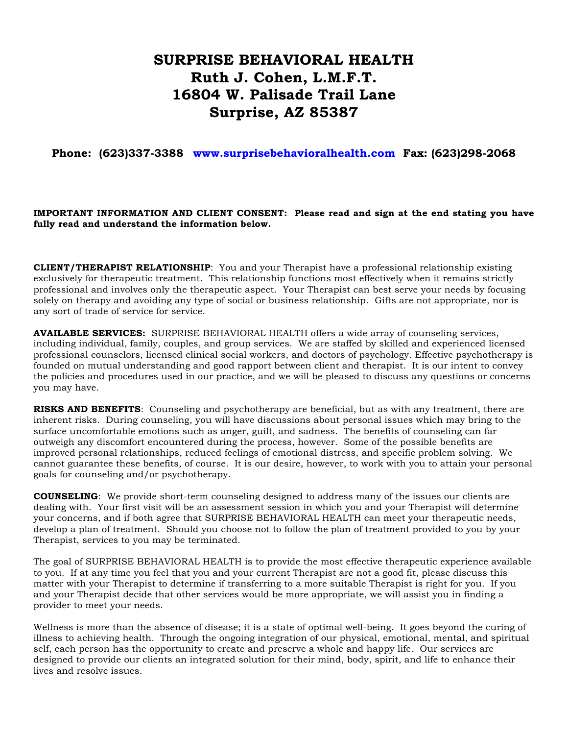# SURPRISE BEHAVIORAL HEALTH
# Ruth J. Cohen, L.M.F.T.
# 16804 W. Palisade Trail Lane
# Surprise, AZ 85387

**Phone: (623)337-3388 [www.surprisebehavioralhealth.com](http://www.surprisebehavioralhealth.com) Fax: (623)298-2068**

**IMPORTANT INFORMATION AND CLIENT CONSENT: Please read and sign at the end stating you have fully read and understand the information below.**

**CLIENT/THERAPIST RELATIONSHIP**: You and your Therapist have a professional relationship existing exclusively for therapeutic treatment. This relationship functions most effectively when it remains strictly professional and involves only the therapeutic aspect. Your Therapist can best serve your needs by focusing solely on therapy and avoiding any type of social or business relationship. Gifts are not appropriate, nor is any sort of trade of service for service.

**AVAILABLE SERVICES:** SURPRISE BEHAVIORAL HEALTH offers a wide array of counseling services, including individual, family, couples, and group services. We are staffed by skilled and experienced licensed professional counselors, licensed clinical social workers, and doctors of psychology. Effective psychotherapy is founded on mutual understanding and good rapport between client and therapist. It is our intent to convey the policies and procedures used in our practice, and we will be pleased to discuss any questions or concerns you may have.

**RISKS AND BENEFITS**: Counseling and psychotherapy are beneficial, but as with any treatment, there are inherent risks. During counseling, you will have discussions about personal issues which may bring to the surface uncomfortable emotions such as anger, guilt, and sadness. The benefits of counseling can far outweigh any discomfort encountered during the process, however. Some of the possible benefits are improved personal relationships, reduced feelings of emotional distress, and specific problem solving. We cannot guarantee these benefits, of course. It is our desire, however, to work with you to attain your personal goals for counseling and/or psychotherapy.

**COUNSELING**: We provide short-term counseling designed to address many of the issues our clients are dealing with. Your first visit will be an assessment session in which you and your Therapist will determine your concerns, and if both agree that SURPRISE BEHAVIORAL HEALTH can meet your therapeutic needs, develop a plan of treatment. Should you choose not to follow the plan of treatment provided to you by your Therapist, services to you may be terminated.

The goal of SURPRISE BEHAVIORAL HEALTH is to provide the most effective therapeutic experience available to you. If at any time you feel that you and your current Therapist are not a good fit, please discuss this matter with your Therapist to determine if transferring to a more suitable Therapist is right for you. If you and your Therapist decide that other services would be more appropriate, we will assist you in finding a provider to meet your needs.

Wellness is more than the absence of disease; it is a state of optimal well-being. It goes beyond the curing of illness to achieving health. Through the ongoing integration of our physical, emotional, mental, and spiritual self, each person has the opportunity to create and preserve a whole and happy life. Our services are designed to provide our clients an integrated solution for their mind, body, spirit, and life to enhance their lives and resolve issues.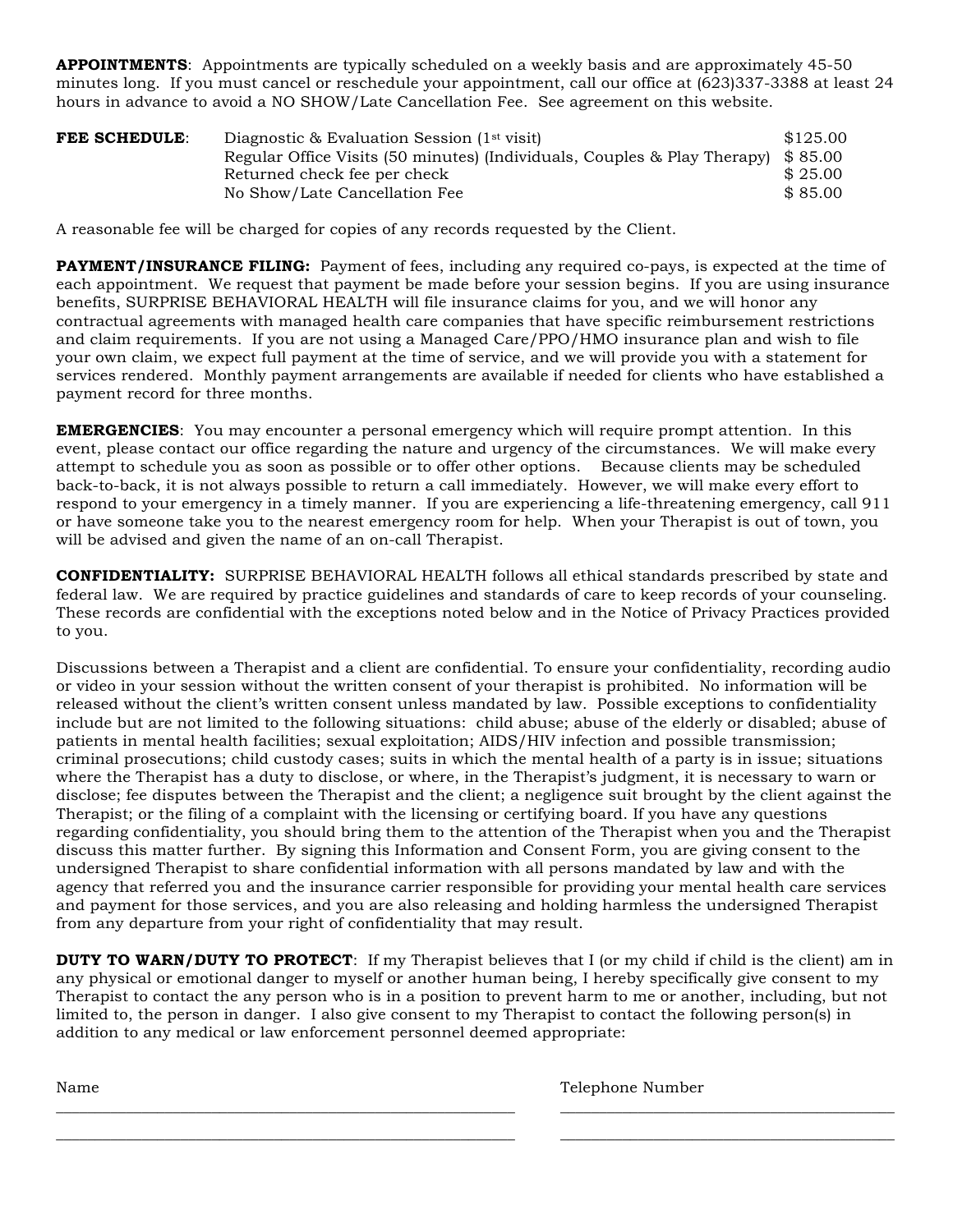**APPOINTMENTS**: Appointments are typically scheduled on a weekly basis and are approximately 45-50 minutes long. If you must cancel or reschedule your appointment, call our office at (623)337-3388 at least 24 hours in advance to avoid a NO SHOW/Late Cancellation Fee. See agreement on this website.

| **FEE SCHEDULE**: | | |
|---|---|---|
| | Diagnostic & Evaluation Session (1st visit) | $125.00 |
| | Regular Office Visits (50 minutes) (Individuals, Couples & Play Therapy) | $ 85.00 |
| | Returned check fee per check | $ 25.00 |
| | No Show/Late Cancellation Fee | $ 85.00 |

A reasonable fee will be charged for copies of any records requested by the Client.

**PAYMENT/INSURANCE FILING:** Payment of fees, including any required co-pays, is expected at the time of each appointment. We request that payment be made before your session begins. If you are using insurance benefits, SURPRISE BEHAVIORAL HEALTH will file insurance claims for you, and we will honor any contractual agreements with managed health care companies that have specific reimbursement restrictions and claim requirements. If you are not using a Managed Care/PPO/HMO insurance plan and wish to file your own claim, we expect full payment at the time of service, and we will provide you with a statement for services rendered. Monthly payment arrangements are available if needed for clients who have established a payment record for three months.

**EMERGENCIES**: You may encounter a personal emergency which will require prompt attention. In this event, please contact our office regarding the nature and urgency of the circumstances. We will make every attempt to schedule you as soon as possible or to offer other options. Because clients may be scheduled back-to-back, it is not always possible to return a call immediately. However, we will make every effort to respond to your emergency in a timely manner. If you are experiencing a life-threatening emergency, call 911 or have someone take you to the nearest emergency room for help. When your Therapist is out of town, you will be advised and given the name of an on-call Therapist.

**CONFIDENTIALITY:** SURPRISE BEHAVIORAL HEALTH follows all ethical standards prescribed by state and federal law. We are required by practice guidelines and standards of care to keep records of your counseling. These records are confidential with the exceptions noted below and in the Notice of Privacy Practices provided to you.

Discussions between a Therapist and a client are confidential. To ensure your confidentiality, recording audio or video in your session without the written consent of your therapist is prohibited. No information will be released without the client's written consent unless mandated by law. Possible exceptions to confidentiality include but are not limited to the following situations: child abuse; abuse of the elderly or disabled; abuse of patients in mental health facilities; sexual exploitation; AIDS/HIV infection and possible transmission; criminal prosecutions; child custody cases; suits in which the mental health of a party is in issue; situations where the Therapist has a duty to disclose, or where, in the Therapist's judgment, it is necessary to warn or disclose; fee disputes between the Therapist and the client; a negligence suit brought by the client against the Therapist; or the filing of a complaint with the licensing or certifying board. If you have any questions regarding confidentiality, you should bring them to the attention of the Therapist when you and the Therapist discuss this matter further. By signing this Information and Consent Form, you are giving consent to the undersigned Therapist to share confidential information with all persons mandated by law and with the agency that referred you and the insurance carrier responsible for providing your mental health care services and payment for those services, and you are also releasing and holding harmless the undersigned Therapist from any departure from your right of confidentiality that may result.

**DUTY TO WARN/DUTY TO PROTECT**: If my Therapist believes that I (or my child if child is the client) am in any physical or emotional danger to myself or another human being, I hereby specifically give consent to my Therapist to contact the any person who is in a position to prevent harm to me or another, including, but not limited to, the person in danger. I also give consent to my Therapist to contact the following person(s) in addition to any medical or law enforcement personnel deemed appropriate:

| Name | Telephone Number |
|---|---|
| ______________________________ | ______________________________ |
| ______________________________ | ______________________________ |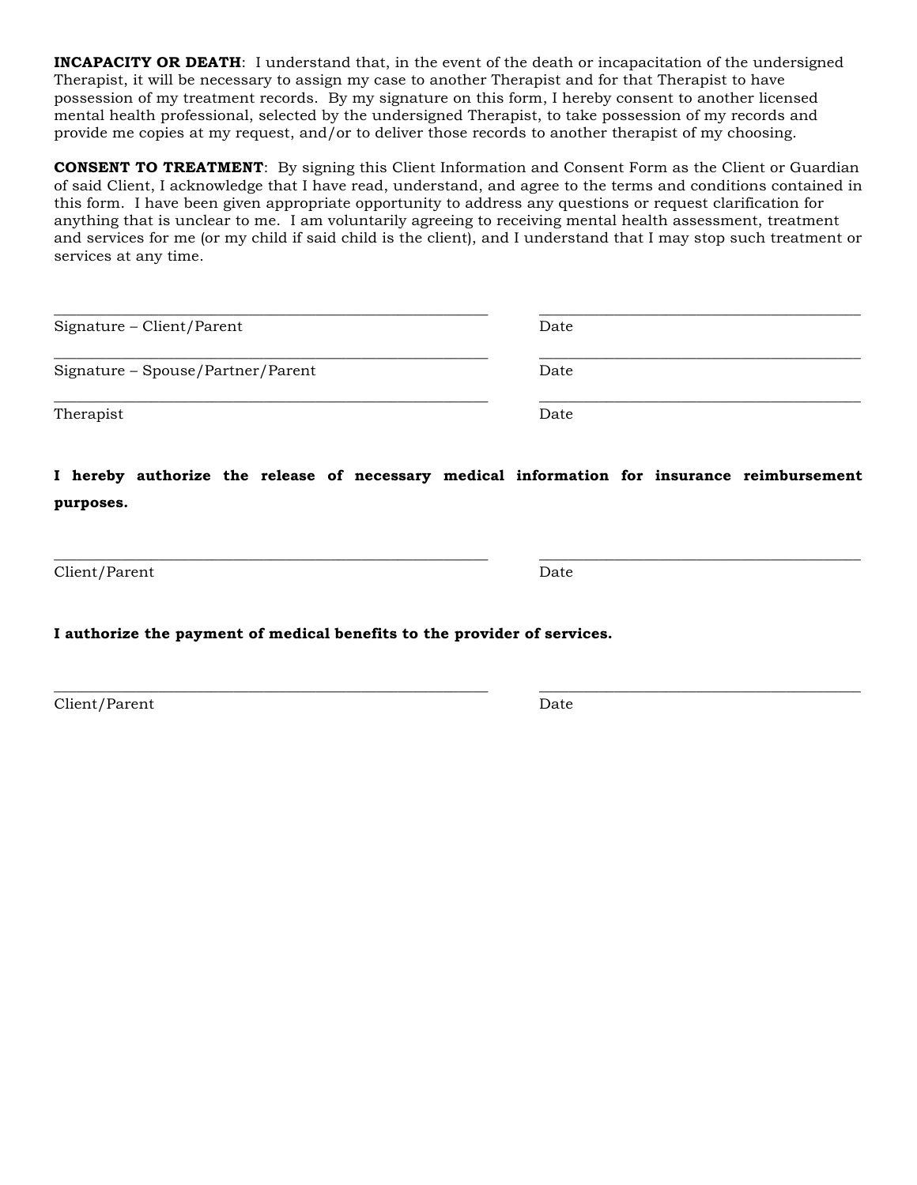**INCAPACITY OR DEATH**: I understand that, in the event of the death or incapacitation of the undersigned Therapist, it will be necessary to assign my case to another Therapist and for that Therapist to have possession of my treatment records. By my signature on this form, I hereby consent to another licensed mental health professional, selected by the undersigned Therapist, to take possession of my records and provide me copies at my request, and/or to deliver those records to another therapist of my choosing.

**CONSENT TO TREATMENT**: By signing this Client Information and Consent Form as the Client or Guardian of said Client, I acknowledge that I have read, understand, and agree to the terms and conditions contained in this form. I have been given appropriate opportunity to address any questions or request clarification for anything that is unclear to me. I am voluntarily agreeing to receiving mental health assessment, treatment and services for me (or my child if said child is the client), and I understand that I may stop such treatment or services at any time.

_______________________________________________ _______________________________________
Signature – Client/Parent Date

_______________________________________________ _______________________________________
Signature – Spouse/Partner/Parent Date

_______________________________________________ _______________________________________
Therapist Date

**I hereby authorize the release of necessary medical information for insurance reimbursement purposes.**

_______________________________________________ _______________________________________
Client/Parent Date

**I authorize the payment of medical benefits to the provider of services.**

_______________________________________________ _______________________________________
Client/Parent Date